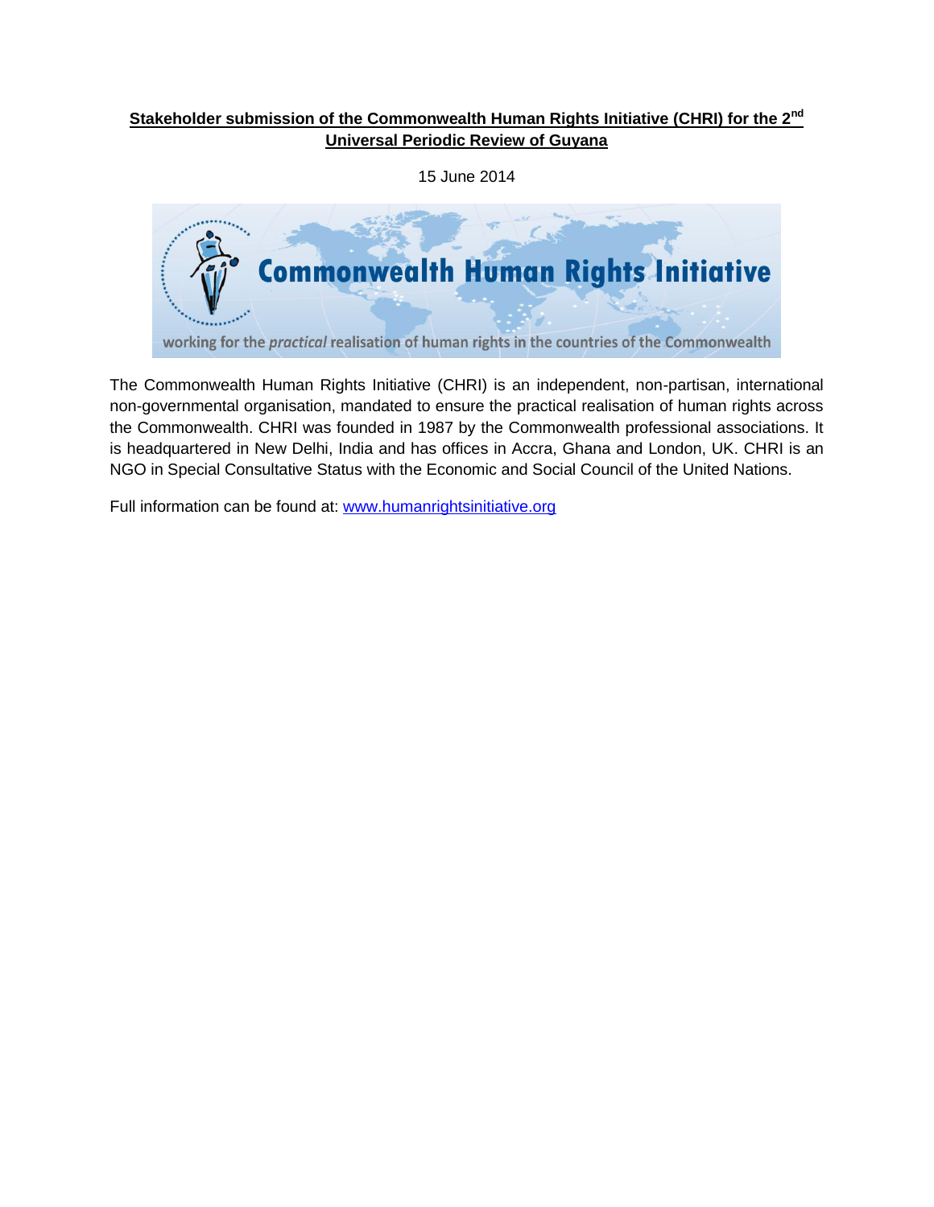**Stakeholder submission of the Commonwealth Human Rights Initiative (CHRI) for the 2nd Universal Periodic Review of Guyana**

15 June 2014

The Commonwealth Human Rights Initiative (CHRI) is an independent, non-partisan, international non-governmental organisation, mandated to ensure the practical realisation of human rights across the Commonwealth. CHRI was founded in 1987 by the Commonwealth professional associations. It is headquartered in New Delhi, India and has offices in Accra, Ghana and London, UK. CHRI is an NGO in Special Consultative Status with the Economic and Social Council of the United Nations.

Full information can be found at: www.humanrightsinitiative.org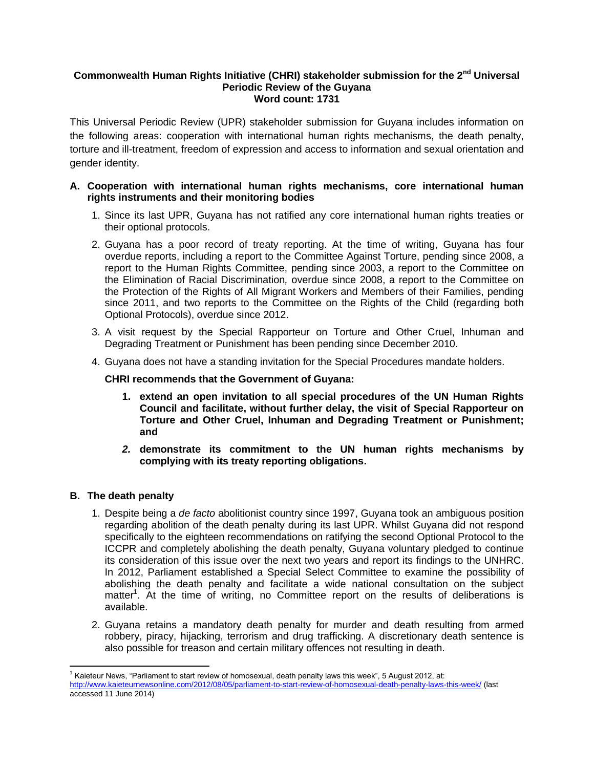**Commonwealth Human Rights Initiative (CHRI) stakeholder submission for the 2nd Universal Periodic Review of the Guyana**
**Word count: 1731**

This Universal Periodic Review (UPR) stakeholder submission for Guyana includes information on the following areas: cooperation with international human rights mechanisms, the death penalty, torture and ill-treatment, freedom of expression and access to information and sexual orientation and gender identity.

## A. Cooperation with international human rights mechanisms, core international human rights instruments and their monitoring bodies

1. Since its last UPR, Guyana has not ratified any core international human rights treaties or their optional protocols.
2. Guyana has a poor record of treaty reporting. At the time of writing, Guyana has four overdue reports, including a report to the Committee Against Torture, pending since 2008, a report to the Human Rights Committee, pending since 2003, a report to the Committee on the Elimination of Racial Discrimination*,* overdue since 2008, a report to the Committee on the Protection of the Rights of All Migrant Workers and Members of their Families, pending since 2011, and two reports to the Committee on the Rights of the Child (regarding both Optional Protocols), overdue since 2012.
3. A visit request by the Special Rapporteur on Torture and Other Cruel, Inhuman and Degrading Treatment or Punishment has been pending since December 2010.
4. Guyana does not have a standing invitation for the Special Procedures mandate holders.

**CHRI recommends that the Government of Guyana:**

1. **extend an open invitation to all special procedures of the UN Human Rights Council and facilitate, without further delay, the visit of Special Rapporteur on Torture and Other Cruel, Inhuman and Degrading Treatment or Punishment; and**
2. **demonstrate its commitment to the UN human rights mechanisms by complying with its treaty reporting obligations.**

## B. The death penalty

1. Despite being a *de facto* abolitionist country since 1997, Guyana took an ambiguous position regarding abolition of the death penalty during its last UPR. Whilst Guyana did not respond specifically to the eighteen recommendations on ratifying the second Optional Protocol to the ICCPR and completely abolishing the death penalty, Guyana voluntary pledged to continue its consideration of this issue over the next two years and report its findings to the UNHRC. In 2012, Parliament established a Special Select Committee to examine the possibility of abolishing the death penalty and facilitate a wide national consultation on the subject matter[1]. At the time of writing, no Committee report on the results of deliberations is available.
2. Guyana retains a mandatory death penalty for murder and death resulting from armed robbery, piracy, hijacking, terrorism and drug trafficking. A discretionary death sentence is also possible for treason and certain military offences not resulting in death.

---

[1] Kaieteur News, "Parliament to start review of homosexual, death penalty laws this week", 5 August 2012, at: http://www.kaieteurnewsonline.com/2012/08/05/parliament-to-start-review-of-homosexual-death-penalty-laws-this-week/ (last accessed 11 June 2014)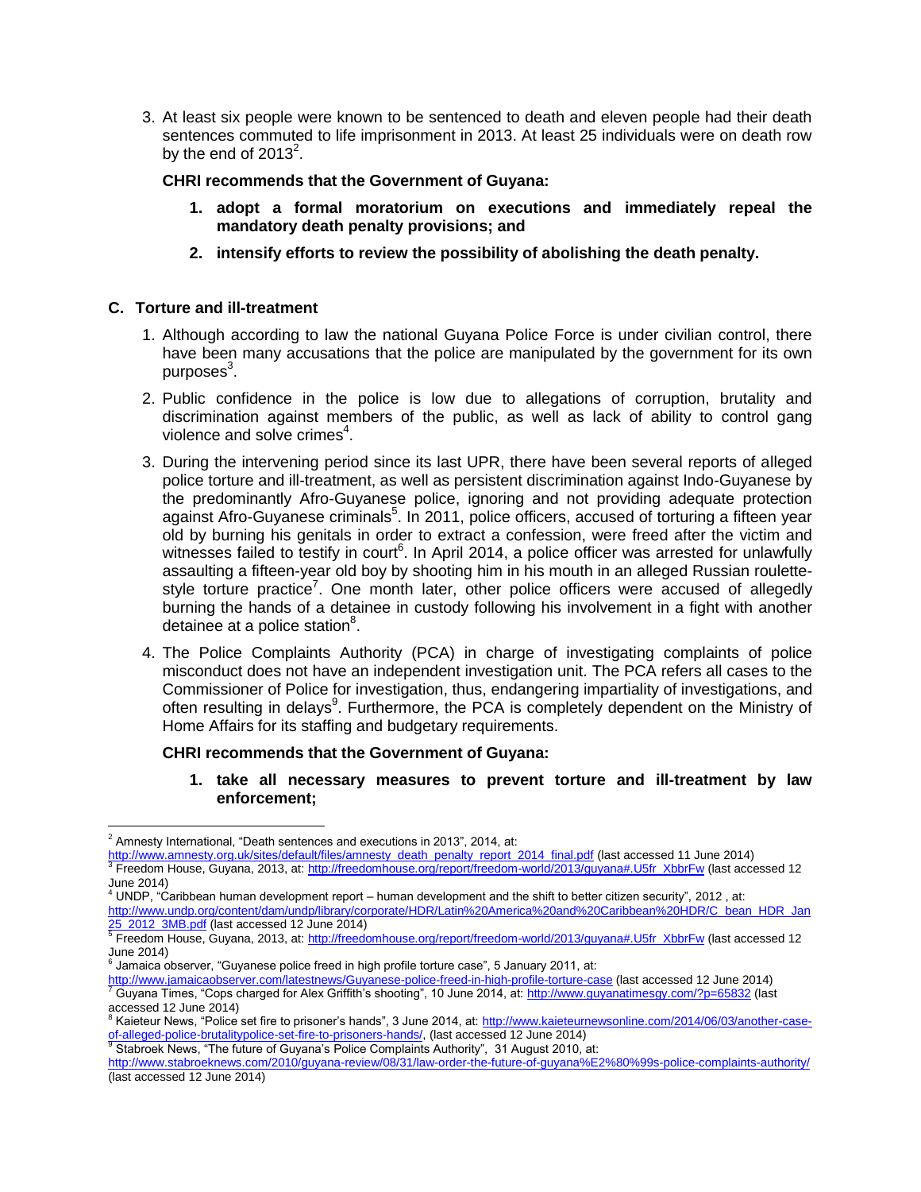3. At least six people were known to be sentenced to death and eleven people had their death sentences commuted to life imprisonment in 2013. At least 25 individuals were on death row by the end of 2013[2].

**CHRI recommends that the Government of Guyana:**

1. **adopt a formal moratorium on executions and immediately repeal the mandatory death penalty provisions; and**
2. **intensify efforts to review the possibility of abolishing the death penalty.**

## C. Torture and ill-treatment

1. Although according to law the national Guyana Police Force is under civilian control, there have been many accusations that the police are manipulated by the government for its own purposes[3].
2. Public confidence in the police is low due to allegations of corruption, brutality and discrimination against members of the public, as well as lack of ability to control gang violence and solve crimes[4].
3. During the intervening period since its last UPR, there have been several reports of alleged police torture and ill-treatment, as well as persistent discrimination against Indo-Guyanese by the predominantly Afro-Guyanese police, ignoring and not providing adequate protection against Afro-Guyanese criminals[5]. In 2011, police officers, accused of torturing a fifteen year old by burning his genitals in order to extract a confession, were freed after the victim and witnesses failed to testify in court[6]. In April 2014, a police officer was arrested for unlawfully assaulting a fifteen-year old boy by shooting him in his mouth in an alleged Russian roulette-style torture practice[7]. One month later, other police officers were accused of allegedly burning the hands of a detainee in custody following his involvement in a fight with another detainee at a police station[8].
4. The Police Complaints Authority (PCA) in charge of investigating complaints of police misconduct does not have an independent investigation unit. The PCA refers all cases to the Commissioner of Police for investigation, thus, endangering impartiality of investigations, and often resulting in delays[9]. Furthermore, the PCA is completely dependent on the Ministry of Home Affairs for its staffing and budgetary requirements.

**CHRI recommends that the Government of Guyana:**

1. **take all necessary measures to prevent torture and ill-treatment by law enforcement;**

---

[2] Amnesty International, "Death sentences and executions in 2013", 2014, at: http://www.amnesty.org.uk/sites/default/files/amnesty_death_penalty_report_2014_final.pdf (last accessed 11 June 2014)

[3] Freedom House, Guyana, 2013, at: http://freedomhouse.org/report/freedom-world/2013/guyana#.U5fr_XbbrFw (last accessed 12 June 2014)

[4] UNDP, "Caribbean human development report – human development and the shift to better citizen security", 2012 , at: http://www.undp.org/content/dam/undp/library/corporate/HDR/Latin%20America%20and%20Caribbean%20HDR/C_bean_HDR_Jan25_2012_3MB.pdf (last accessed 12 June 2014)

[5] Freedom House, Guyana, 2013, at: http://freedomhouse.org/report/freedom-world/2013/guyana#.U5fr_XbbrFw (last accessed 12 June 2014)

[6] Jamaica observer, "Guyanese police freed in high profile torture case", 5 January 2011, at: http://www.jamaicaobserver.com/latestnews/Guyanese-police-freed-in-high-profile-torture-case (last accessed 12 June 2014)

[7] Guyana Times, "Cops charged for Alex Griffith's shooting", 10 June 2014, at: http://www.guyanatimesgy.com/?p=65832 (last accessed 12 June 2014)

[8] Kaieteur News, "Police set fire to prisoner's hands", 3 June 2014, at: http://www.kaieteurnewsonline.com/2014/06/03/another-case-of-alleged-police-brutalitypolice-set-fire-to-prisoners-hands/, (last accessed 12 June 2014)

[9] Stabroek News, "The future of Guyana's Police Complaints Authority", 31 August 2010, at: http://www.stabroeknews.com/2010/guyana-review/08/31/law-order-the-future-of-guyana%E2%80%99s-police-complaints-authority/ (last accessed 12 June 2014)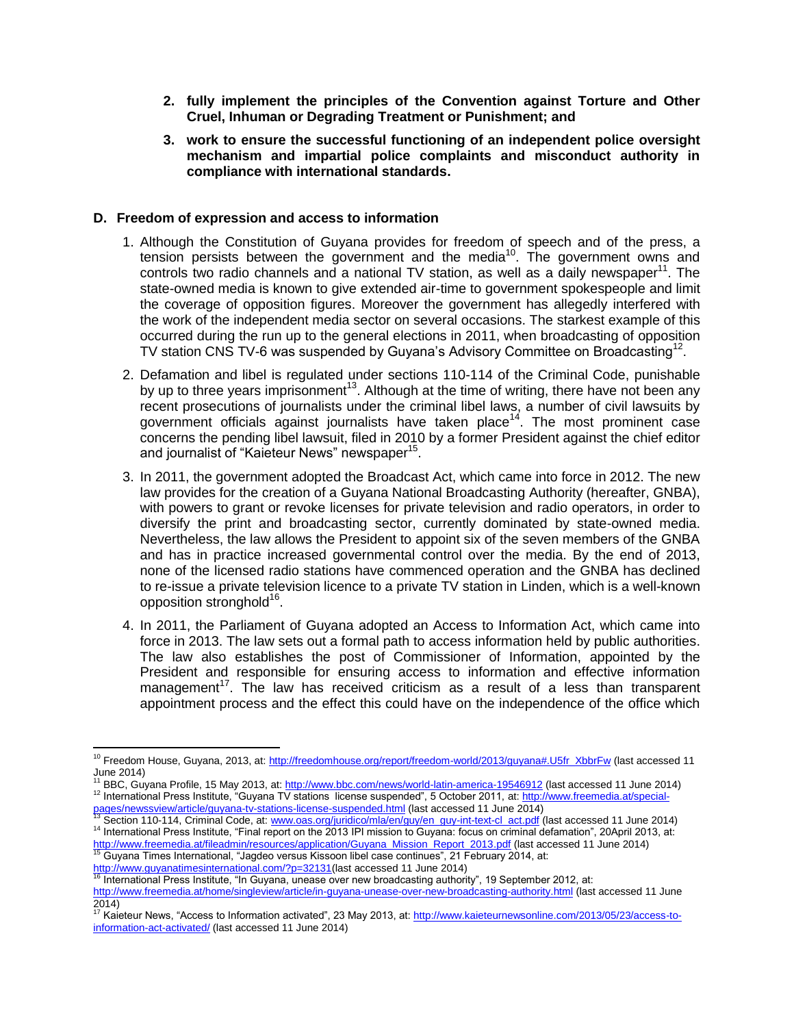2. **fully implement the principles of the Convention against Torture and Other Cruel, Inhuman or Degrading Treatment or Punishment; and**
3. **work to ensure the successful functioning of an independent police oversight mechanism and impartial police complaints and misconduct authority in compliance with international standards.**

## D. Freedom of expression and access to information

1. Although the Constitution of Guyana provides for freedom of speech and of the press, a tension persists between the government and the media[10]. The government owns and controls two radio channels and a national TV station, as well as a daily newspaper[11]. The state-owned media is known to give extended air-time to government spokespeople and limit the coverage of opposition figures. Moreover the government has allegedly interfered with the work of the independent media sector on several occasions. The starkest example of this occurred during the run up to the general elections in 2011, when broadcasting of opposition TV station CNS TV-6 was suspended by Guyana's Advisory Committee on Broadcasting[12].

2. Defamation and libel is regulated under sections 110-114 of the Criminal Code, punishable by up to three years imprisonment[13]. Although at the time of writing, there have not been any recent prosecutions of journalists under the criminal libel laws, a number of civil lawsuits by government officials against journalists have taken place[14]. The most prominent case concerns the pending libel lawsuit, filed in 2010 by a former President against the chief editor and journalist of "Kaieteur News" newspaper[15].

3. In 2011, the government adopted the Broadcast Act, which came into force in 2012. The new law provides for the creation of a Guyana National Broadcasting Authority (hereafter, GNBA), with powers to grant or revoke licenses for private television and radio operators, in order to diversify the print and broadcasting sector, currently dominated by state-owned media. Nevertheless, the law allows the President to appoint six of the seven members of the GNBA and has in practice increased governmental control over the media. By the end of 2013, none of the licensed radio stations have commenced operation and the GNBA has declined to re-issue a private television licence to a private TV station in Linden, which is a well-known opposition stronghold[16].

4. In 2011, the Parliament of Guyana adopted an Access to Information Act, which came into force in 2013. The law sets out a formal path to access information held by public authorities. The law also establishes the post of Commissioner of Information, appointed by the President and responsible for ensuring access to information and effective information management[17]. The law has received criticism as a result of a less than transparent appointment process and the effect this could have on the independence of the office which

---

[10] Freedom House, Guyana, 2013, at: http://freedomhouse.org/report/freedom-world/2013/guyana#.U5fr_XbbrFw (last accessed 11 June 2014)

[11] BBC, Guyana Profile, 15 May 2013, at: http://www.bbc.com/news/world-latin-america-19546912 (last accessed 11 June 2014)

[12] International Press Institute, "Guyana TV stations license suspended", 5 October 2011, at: http://www.freemedia.at/special-pages/newssview/article/guyana-tv-stations-license-suspended.html (last accessed 11 June 2014)

[13] Section 110-114, Criminal Code, at: www.oas.org/juridico/mla/en/guy/en_guy-int-text-cl_act.pdf (last accessed 11 June 2014)

[14] International Press Institute, "Final report on the 2013 IPI mission to Guyana: focus on criminal defamation", 20April 2013, at: http://www.freemedia.at/fileadmin/resources/application/Guyana_Mission_Report_2013.pdf (last accessed 11 June 2014)

[15] Guyana Times International, "Jagdeo versus Kissoon libel case continues", 21 February 2014, at: http://www.guyanatimesinternational.com/?p=32131(last accessed 11 June 2014)

[16] International Press Institute, "In Guyana, unease over new broadcasting authority", 19 September 2012, at: http://www.freemedia.at/home/singleview/article/in-guyana-unease-over-new-broadcasting-authority.html (last accessed 11 June 2014)

[17] Kaieteur News, "Access to Information activated", 23 May 2013, at: http://www.kaieteurnewsonline.com/2013/05/23/access-to-information-act-activated/ (last accessed 11 June 2014)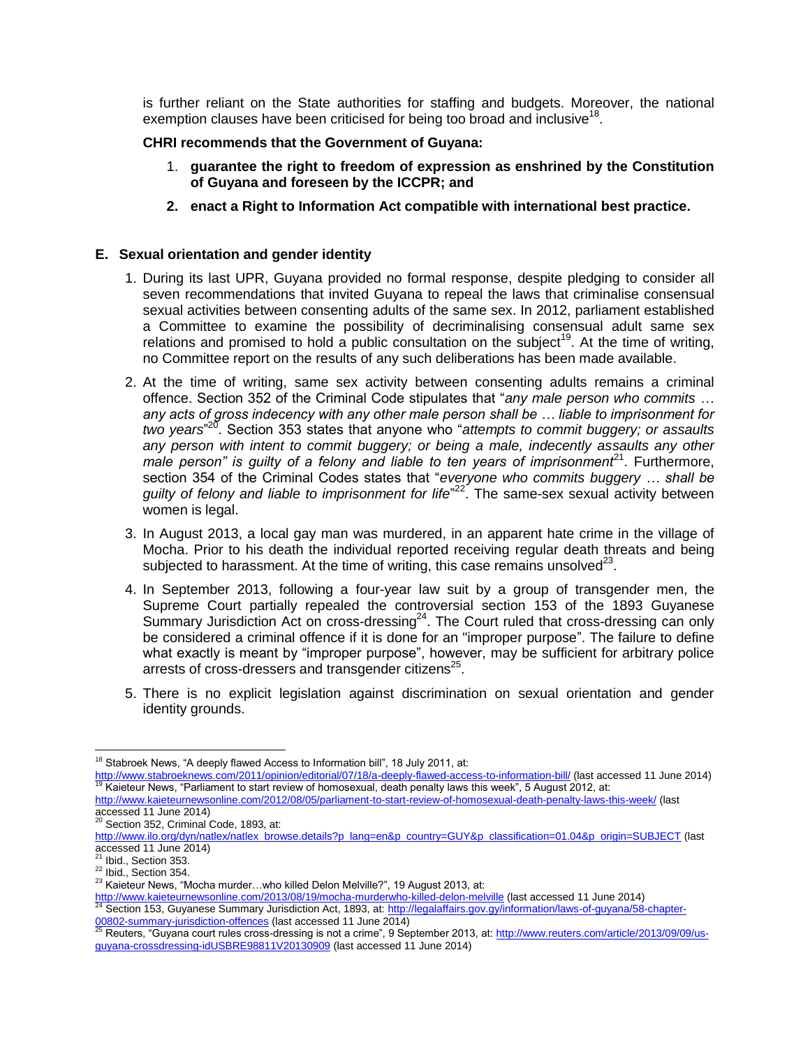is further reliant on the State authorities for staffing and budgets. Moreover, the national exemption clauses have been criticised for being too broad and inclusive[18].

**CHRI recommends that the Government of Guyana:**

1. **guarantee the right to freedom of expression as enshrined by the Constitution of Guyana and foreseen by the ICCPR; and**
2. **enact a Right to Information Act compatible with international best practice.**

## E. Sexual orientation and gender identity

1. During its last UPR, Guyana provided no formal response, despite pledging to consider all seven recommendations that invited Guyana to repeal the laws that criminalise consensual sexual activities between consenting adults of the same sex. In 2012, parliament established a Committee to examine the possibility of decriminalising consensual adult same sex relations and promised to hold a public consultation on the subject[19]. At the time of writing, no Committee report on the results of any such deliberations has been made available.
2. At the time of writing, same sex activity between consenting adults remains a criminal offence. Section 352 of the Criminal Code stipulates that "*any male person who commits … any acts of gross indecency with any other male person shall be … liable to imprisonment for two years*"[20]. Section 353 states that anyone who "*attempts to commit buggery; or assaults any person with intent to commit buggery; or being a male, indecently assaults any other male person" is guilty of a felony and liable to ten years of imprisonment*[21]. Furthermore, section 354 of the Criminal Codes states that "*everyone who commits buggery … shall be guilty of felony and liable to imprisonment for life*"[22]. The same-sex sexual activity between women is legal.
3. In August 2013, a local gay man was murdered, in an apparent hate crime in the village of Mocha. Prior to his death the individual reported receiving regular death threats and being subjected to harassment. At the time of writing, this case remains unsolved[23].
4. In September 2013, following a four-year law suit by a group of transgender men, the Supreme Court partially repealed the controversial section 153 of the 1893 Guyanese Summary Jurisdiction Act on cross-dressing[24]. The Court ruled that cross-dressing can only be considered a criminal offence if it is done for an "improper purpose". The failure to define what exactly is meant by "improper purpose", however, may be sufficient for arbitrary police arrests of cross-dressers and transgender citizens[25].
5. There is no explicit legislation against discrimination on sexual orientation and gender identity grounds.

---

[18] Stabroek News, "A deeply flawed Access to Information bill", 18 July 2011, at: http://www.stabroeknews.com/2011/opinion/editorial/07/18/a-deeply-flawed-access-to-information-bill/ (last accessed 11 June 2014)

[19] Kaieteur News, "Parliament to start review of homosexual, death penalty laws this week", 5 August 2012, at: http://www.kaieteurnewsonline.com/2012/08/05/parliament-to-start-review-of-homosexual-death-penalty-laws-this-week/ (last accessed 11 June 2014)

[20] Section 352, Criminal Code, 1893, at: http://www.ilo.org/dyn/natlex/natlex_browse.details?p_lang=en&p_country=GUY&p_classification=01.04&p_origin=SUBJECT (last accessed 11 June 2014)

[21] Ibid., Section 353.

[22] Ibid., Section 354.

[23] Kaieteur News, "Mocha murder…who killed Delon Melville?", 19 August 2013, at: http://www.kaieteurnewsonline.com/2013/08/19/mocha-murderwho-killed-delon-melville (last accessed 11 June 2014)

[24] Section 153, Guyanese Summary Jurisdiction Act, 1893, at: http://legalaffairs.gov.gy/information/laws-of-guyana/58-chapter-00802-summary-jurisdiction-offences (last accessed 11 June 2014)

[25] Reuters, "Guyana court rules cross-dressing is not a crime", 9 September 2013, at: http://www.reuters.com/article/2013/09/09/us-guyana-crossdressing-idUSBRE98811V20130909 (last accessed 11 June 2014)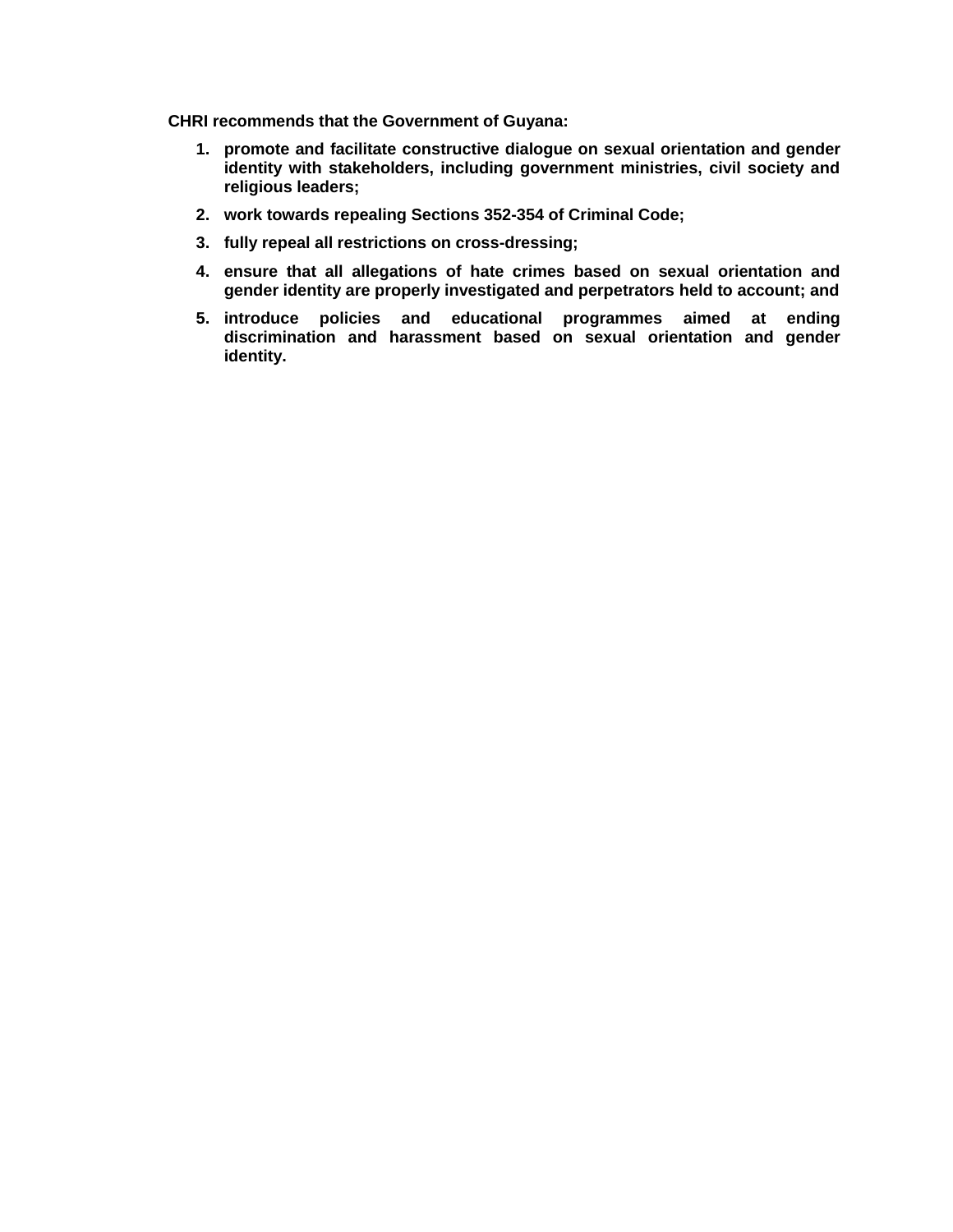**CHRI recommends that the Government of Guyana:**

1. **promote and facilitate constructive dialogue on sexual orientation and gender identity with stakeholders, including government ministries, civil society and religious leaders;**
2. **work towards repealing Sections 352-354 of Criminal Code;**
3. **fully repeal all restrictions on cross-dressing;**
4. **ensure that all allegations of hate crimes based on sexual orientation and gender identity are properly investigated and perpetrators held to account; and**
5. **introduce policies and educational programmes aimed at ending discrimination and harassment based on sexual orientation and gender identity.**